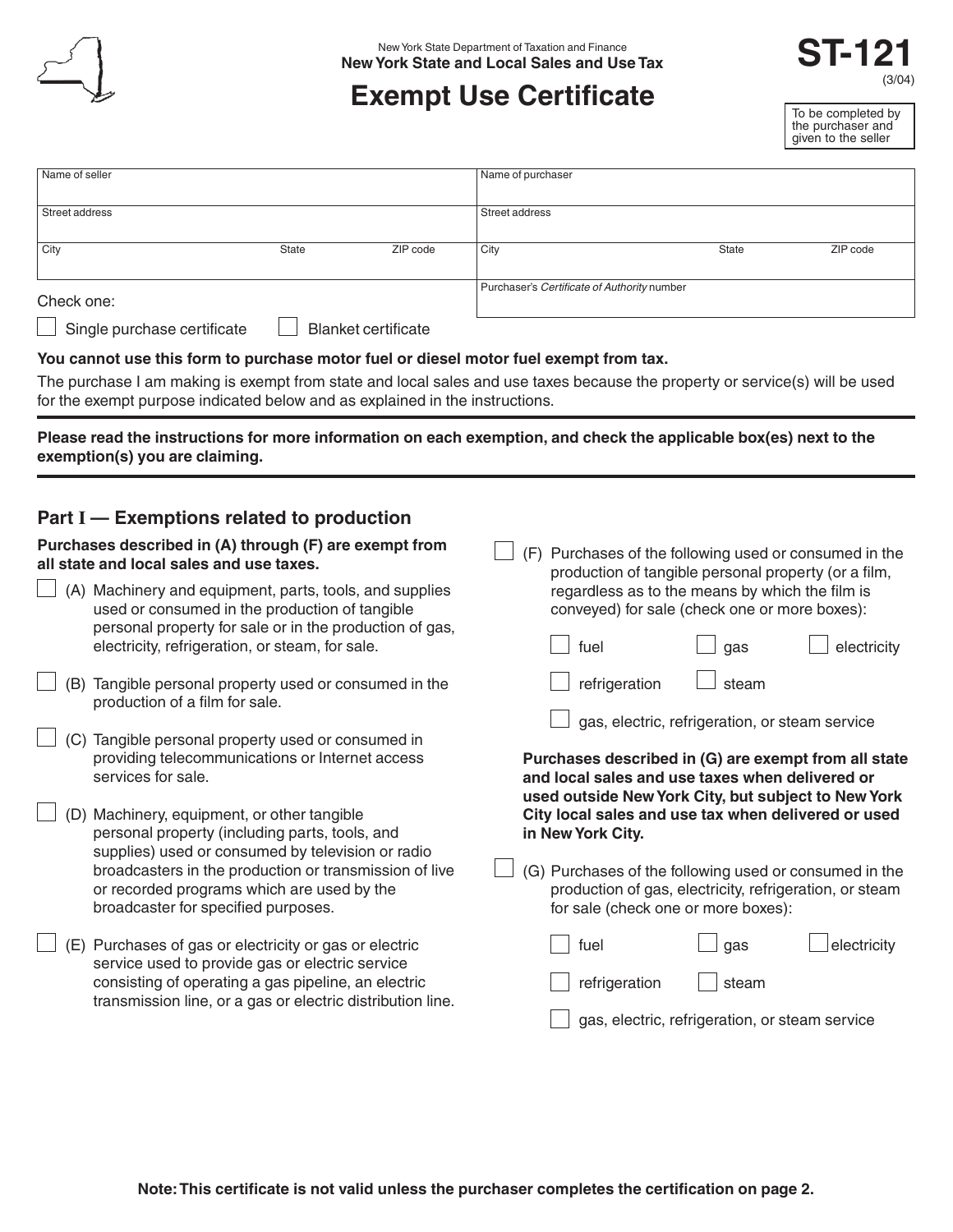New York State Department of Taxation and Finance
**New York State and Local Sales and Use Tax**

# Exempt Use Certificate

**ST-121** (3/04)

To be completed by the purchaser and given to the seller

| Name of seller | | | Name of purchaser | | |
|---|---|---|---|---|---|
| Street address | | | Street address | | |
| City | State | ZIP code | City | State | ZIP code |
| | | | Purchaser's *Certificate of Authority* number | | |

Check one:

☐ Single purchase certificate ☐ Blanket certificate

**You cannot use this form to purchase motor fuel or diesel motor fuel exempt from tax.**

The purchase I am making is exempt from state and local sales and use taxes because the property or service(s) will be used for the exempt purpose indicated below and as explained in the instructions.

**Please read the instructions for more information on each exemption, and check the applicable box(es) next to the exemption(s) you are claiming.**

## Part I — Exemptions related to production

**Purchases described in (A) through (F) are exempt from all state and local sales and use taxes.**

☐ (A) Machinery and equipment, parts, tools, and supplies used or consumed in the production of tangible personal property for sale or in the production of gas, electricity, refrigeration, or steam, for sale.

☐ (B) Tangible personal property used or consumed in the production of a film for sale.

☐ (C) Tangible personal property used or consumed in providing telecommunications or Internet access services for sale.

☐ (D) Machinery, equipment, or other tangible personal property (including parts, tools, and supplies) used or consumed by television or radio broadcasters in the production or transmission of live or recorded programs which are used by the broadcaster for specified purposes.

☐ (E) Purchases of gas or electricity or gas or electric service used to provide gas or electric service consisting of operating a gas pipeline, an electric transmission line, or a gas or electric distribution line.

☐ (F) Purchases of the following used or consumed in the production of tangible personal property (or a film, regardless as to the means by which the film is conveyed) for sale (check one or more boxes):

☐ fuel ☐ gas ☐ electricity

☐ refrigeration ☐ steam

☐ gas, electric, refrigeration, or steam service

**Purchases described in (G) are exempt from all state and local sales and use taxes when delivered or used outside New York City, but subject to New York City local sales and use tax when delivered or used in New York City.**

☐ (G) Purchases of the following used or consumed in the production of gas, electricity, refrigeration, or steam for sale (check one or more boxes):

☐ fuel ☐ gas ☐ electricity

☐ refrigeration ☐ steam

☐ gas, electric, refrigeration, or steam service

**Note: This certificate is not valid unless the purchaser completes the certification on page 2.**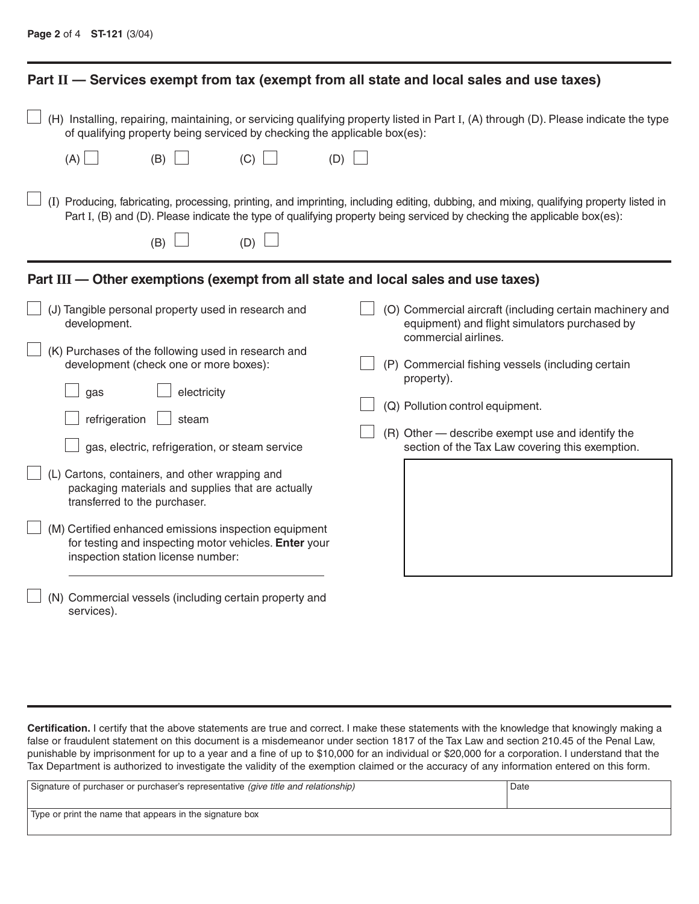## Part II — Services exempt from tax (exempt from all state and local sales and use taxes)

☐ (H) Installing, repairing, maintaining, or servicing qualifying property listed in Part I, (A) through (D). Please indicate the type of qualifying property being serviced by checking the applicable box(es):

(A) ☐ (B) ☐ (C) ☐ (D) ☐

☐ (I) Producing, fabricating, processing, printing, and imprinting, including editing, dubbing, and mixing, qualifying property listed in Part I, (B) and (D). Please indicate the type of qualifying property being serviced by checking the applicable box(es):

(B) ☐ (D) ☐

## Part III — Other exemptions (exempt from all state and local sales and use taxes)

☐ (J) Tangible personal property used in research and development.

☐ (K) Purchases of the following used in research and development (check one or more boxes):

- ☐ gas
- ☐ electricity
- ☐ refrigeration
- ☐ steam
- ☐ gas, electric, refrigeration, or steam service

☐ (L) Cartons, containers, and other wrapping and packaging materials and supplies that are actually transferred to the purchaser.

☐ (M) Certified enhanced emissions inspection equipment for testing and inspecting motor vehicles. **Enter** your inspection station license number:

\_\_\_\_\_\_\_\_\_\_\_\_\_\_\_\_\_\_\_\_\_\_\_\_\_\_\_\_\_\_

☐ (N) Commercial vessels (including certain property and services).

☐ (O) Commercial aircraft (including certain machinery and equipment) and flight simulators purchased by commercial airlines.

☐ (P) Commercial fishing vessels (including certain property).

☐ (Q) Pollution control equipment.

☐ (R) Other — describe exempt use and identify the section of the Tax Law covering this exemption.

**Certification.** I certify that the above statements are true and correct. I make these statements with the knowledge that knowingly making a false or fraudulent statement on this document is a misdemeanor under section 1817 of the Tax Law and section 210.45 of the Penal Law, punishable by imprisonment for up to a year and a fine of up to $10,000 for an individual or $20,000 for a corporation. I understand that the Tax Department is authorized to investigate the validity of the exemption claimed or the accuracy of any information entered on this form.

| Signature of purchaser or purchaser's representative *(give title and relationship)* | Date |
|---|---|
| | |

| Type or print the name that appears in the signature box |
|---|
| |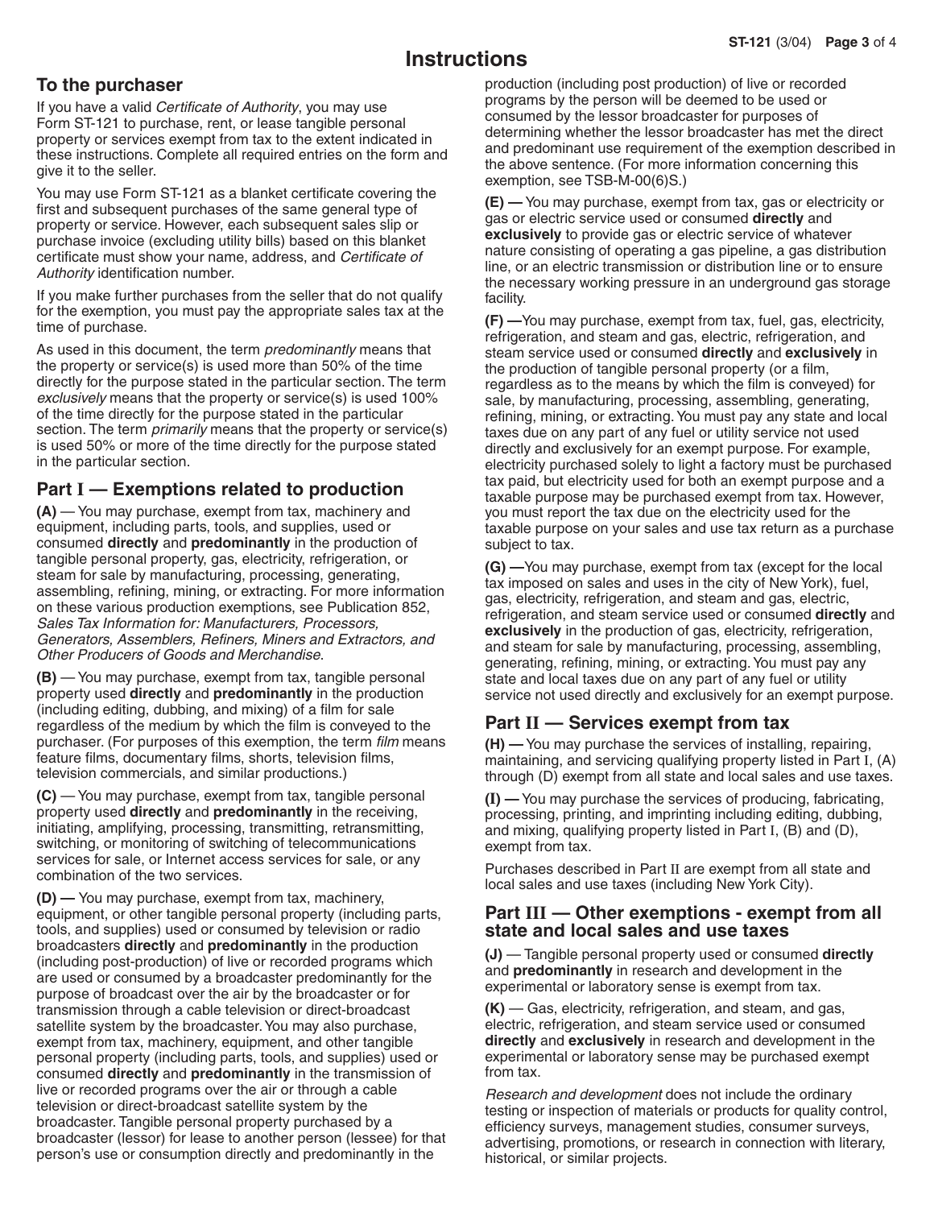# Instructions

## To the purchaser

If you have a valid *Certificate of Authority*, you may use Form ST-121 to purchase, rent, or lease tangible personal property or services exempt from tax to the extent indicated in these instructions. Complete all required entries on the form and give it to the seller.

You may use Form ST-121 as a blanket certificate covering the first and subsequent purchases of the same general type of property or service. However, each subsequent sales slip or purchase invoice (excluding utility bills) based on this blanket certificate must show your name, address, and *Certificate of Authority* identification number.

If you make further purchases from the seller that do not qualify for the exemption, you must pay the appropriate sales tax at the time of purchase.

As used in this document, the term *predominantly* means that the property or service(s) is used more than 50% of the time directly for the purpose stated in the particular section. The term *exclusively* means that the property or service(s) is used 100% of the time directly for the purpose stated in the particular section. The term *primarily* means that the property or service(s) is used 50% or more of the time directly for the purpose stated in the particular section.

## Part I — Exemptions related to production

**(A)** — You may purchase, exempt from tax, machinery and equipment, including parts, tools, and supplies, used or consumed **directly** and **predominantly** in the production of tangible personal property, gas, electricity, refrigeration, or steam for sale by manufacturing, processing, generating, assembling, refining, mining, or extracting. For more information on these various production exemptions, see Publication 852, *Sales Tax Information for: Manufacturers, Processors, Generators, Assemblers, Refiners, Miners and Extractors, and Other Producers of Goods and Merchandise*.

**(B)** — You may purchase, exempt from tax, tangible personal property used **directly** and **predominantly** in the production (including editing, dubbing, and mixing) of a film for sale regardless of the medium by which the film is conveyed to the purchaser. (For purposes of this exemption, the term *film* means feature films, documentary films, shorts, television films, television commercials, and similar productions.)

**(C)** — You may purchase, exempt from tax, tangible personal property used **directly** and **predominantly** in the receiving, initiating, amplifying, processing, transmitting, retransmitting, switching, or monitoring of switching of telecommunications services for sale, or Internet access services for sale, or any combination of the two services.

**(D) —** You may purchase, exempt from tax, machinery, equipment, or other tangible personal property (including parts, tools, and supplies) used or consumed by television or radio broadcasters **directly** and **predominantly** in the production (including post-production) of live or recorded programs which are used or consumed by a broadcaster predominantly for the purpose of broadcast over the air by the broadcaster or for transmission through a cable television or direct-broadcast satellite system by the broadcaster. You may also purchase, exempt from tax, machinery, equipment, and other tangible personal property (including parts, tools, and supplies) used or consumed **directly** and **predominantly** in the transmission of live or recorded programs over the air or through a cable television or direct-broadcast satellite system by the broadcaster. Tangible personal property purchased by a broadcaster (lessor) for lease to another person (lessee) for that person's use or consumption directly and predominantly in the production (including post production) of live or recorded programs by the person will be deemed to be used or consumed by the lessor broadcaster for purposes of determining whether the lessor broadcaster has met the direct and predominant use requirement of the exemption described in the above sentence. (For more information concerning this exemption, see TSB-M-00(6)S.)

**(E) —** You may purchase, exempt from tax, gas or electricity or gas or electric service used or consumed **directly** and **exclusively** to provide gas or electric service of whatever nature consisting of operating a gas pipeline, a gas distribution line, or an electric transmission or distribution line or to ensure the necessary working pressure in an underground gas storage facility.

**(F) —**You may purchase, exempt from tax, fuel, gas, electricity, refrigeration, and steam and gas, electric, refrigeration, and steam service used or consumed **directly** and **exclusively** in the production of tangible personal property (or a film, regardless as to the means by which the film is conveyed) for sale, by manufacturing, processing, assembling, generating, refining, mining, or extracting. You must pay any state and local taxes due on any part of any fuel or utility service not used directly and exclusively for an exempt purpose. For example, electricity purchased solely to light a factory must be purchased tax paid, but electricity used for both an exempt purpose and a taxable purpose may be purchased exempt from tax. However, you must report the tax due on the electricity used for the taxable purpose on your sales and use tax return as a purchase subject to tax.

**(G) —**You may purchase, exempt from tax (except for the local tax imposed on sales and uses in the city of New York), fuel, gas, electricity, refrigeration, and steam and gas, electric, refrigeration, and steam service used or consumed **directly** and **exclusively** in the production of gas, electricity, refrigeration, and steam for sale by manufacturing, processing, assembling, generating, refining, mining, or extracting. You must pay any state and local taxes due on any part of any fuel or utility service not used directly and exclusively for an exempt purpose.

## Part II — Services exempt from tax

**(H) —** You may purchase the services of installing, repairing, maintaining, and servicing qualifying property listed in Part I, (A) through (D) exempt from all state and local sales and use taxes.

**(I) —** You may purchase the services of producing, fabricating, processing, printing, and imprinting including editing, dubbing, and mixing, qualifying property listed in Part I, (B) and (D), exempt from tax.

Purchases described in Part II are exempt from all state and local sales and use taxes (including New York City).

## Part III — Other exemptions - exempt from all state and local sales and use taxes

**(J)** — Tangible personal property used or consumed **directly** and **predominantly** in research and development in the experimental or laboratory sense is exempt from tax.

**(K)** — Gas, electricity, refrigeration, and steam, and gas, electric, refrigeration, and steam service used or consumed **directly** and **exclusively** in research and development in the experimental or laboratory sense may be purchased exempt from tax.

*Research and development* does not include the ordinary testing or inspection of materials or products for quality control, efficiency surveys, management studies, consumer surveys, advertising, promotions, or research in connection with literary, historical, or similar projects.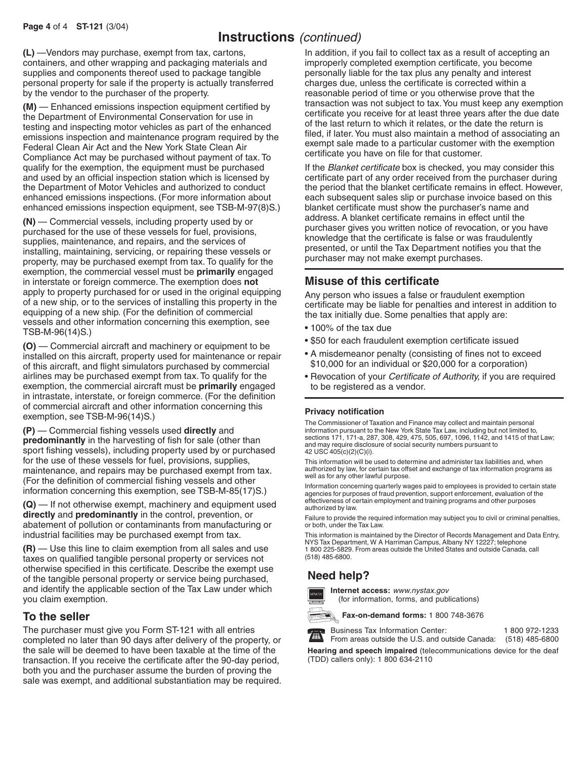## Instructions *(continued)*

**(L)** —Vendors may purchase, exempt from tax, cartons, containers, and other wrapping and packaging materials and supplies and components thereof used to package tangible personal property for sale if the property is actually transferred by the vendor to the purchaser of the property.

**(M)** — Enhanced emissions inspection equipment certified by the Department of Environmental Conservation for use in testing and inspecting motor vehicles as part of the enhanced emissions inspection and maintenance program required by the Federal Clean Air Act and the New York State Clean Air Compliance Act may be purchased without payment of tax. To qualify for the exemption, the equipment must be purchased and used by an official inspection station which is licensed by the Department of Motor Vehicles and authorized to conduct enhanced emissions inspections. (For more information about enhanced emissions inspection equipment, see TSB-M-97(8)S.)

**(N)** — Commercial vessels, including property used by or purchased for the use of these vessels for fuel, provisions, supplies, maintenance, and repairs, and the services of installing, maintaining, servicing, or repairing these vessels or property, may be purchased exempt from tax. To qualify for the exemption, the commercial vessel must be **primarily** engaged in interstate or foreign commerce. The exemption does **not** apply to property purchased for or used in the original equipping of a new ship, or to the services of installing this property in the equipping of a new ship. (For the definition of commercial vessels and other information concerning this exemption, see TSB-M-96(14)S.)

**(O)** — Commercial aircraft and machinery or equipment to be installed on this aircraft, property used for maintenance or repair of this aircraft, and flight simulators purchased by commercial airlines may be purchased exempt from tax. To qualify for the exemption, the commercial aircraft must be **primarily** engaged in intrastate, interstate, or foreign commerce. (For the definition of commercial aircraft and other information concerning this exemption, see TSB-M-96(14)S.)

**(P)** — Commercial fishing vessels used **directly** and **predominantly** in the harvesting of fish for sale (other than sport fishing vessels), including property used by or purchased for the use of these vessels for fuel, provisions, supplies, maintenance, and repairs may be purchased exempt from tax. (For the definition of commercial fishing vessels and other information concerning this exemption, see TSB-M-85(17)S.)

**(Q)** — If not otherwise exempt, machinery and equipment used **directly** and **predominantly** in the control, prevention, or abatement of pollution or contaminants from manufacturing or industrial facilities may be purchased exempt from tax.

**(R)** — Use this line to claim exemption from all sales and use taxes on qualified tangible personal property or services not otherwise specified in this certificate. Describe the exempt use of the tangible personal property or service being purchased, and identify the applicable section of the Tax Law under which you claim exemption.

### To the seller

The purchaser must give you Form ST-121 with all entries completed no later than 90 days after delivery of the property, or the sale will be deemed to have been taxable at the time of the transaction. If you receive the certificate after the 90-day period, both you and the purchaser assume the burden of proving the sale was exempt, and additional substantiation may be required.

In addition, if you fail to collect tax as a result of accepting an improperly completed exemption certificate, you become personally liable for the tax plus any penalty and interest charges due, unless the certificate is corrected within a reasonable period of time or you otherwise prove that the transaction was not subject to tax. You must keep any exemption certificate you receive for at least three years after the due date of the last return to which it relates, or the date the return is filed, if later. You must also maintain a method of associating an exempt sale made to a particular customer with the exemption certificate you have on file for that customer.

If the *Blanket certificate* box is checked, you may consider this certificate part of any order received from the purchaser during the period that the blanket certificate remains in effect. However, each subsequent sales slip or purchase invoice based on this blanket certificate must show the purchaser's name and address. A blanket certificate remains in effect until the purchaser gives you written notice of revocation, or you have knowledge that the certificate is false or was fraudulently presented, or until the Tax Department notifies you that the purchaser may not make exempt purchases.

### Misuse of this certificate

Any person who issues a false or fraudulent exemption certificate may be liable for penalties and interest in addition to the tax initially due. Some penalties that apply are:

- 100% of the tax due
- $50 for each fraudulent exemption certificate issued
- A misdemeanor penalty (consisting of fines not to exceed $10,000 for an individual or $20,000 for a corporation)
- Revocation of your *Certificate of Authority,* if you are required to be registered as a vendor.

#### Privacy notification

The Commissioner of Taxation and Finance may collect and maintain personal information pursuant to the New York State Tax Law, including but not limited to, sections 171, 171-a, 287, 308, 429, 475, 505, 697, 1096, 1142, and 1415 of that Law; and may require disclosure of social security numbers pursuant to 42 USC 405(c)(2)(C)(i).

This information will be used to determine and administer tax liabilities and, when authorized by law, for certain tax offset and exchange of tax information programs as well as for any other lawful purpose.

Information concerning quarterly wages paid to employees is provided to certain state agencies for purposes of fraud prevention, support enforcement, evaluation of the effectiveness of certain employment and training programs and other purposes authorized by law.

Failure to provide the required information may subject you to civil or criminal penalties, or both, under the Tax Law.

This information is maintained by the Director of Records Management and Data Entry, NYS Tax Department, W A Harriman Campus, Albany NY 12227; telephone 1 800 225-5829. From areas outside the United States and outside Canada, call (518) 485-6800.

### Need help?

**Internet access:** *www.nystax.gov*
(for information, forms, and publications)

**Fax-on-demand forms:** 1 800 748-3676

Business Tax Information Center: 1 800 972-1233
From areas outside the U.S. and outside Canada: (518) 485-6800

**Hearing and speech impaired** (telecommunications device for the deaf (TDD) callers only): 1 800 634-2110